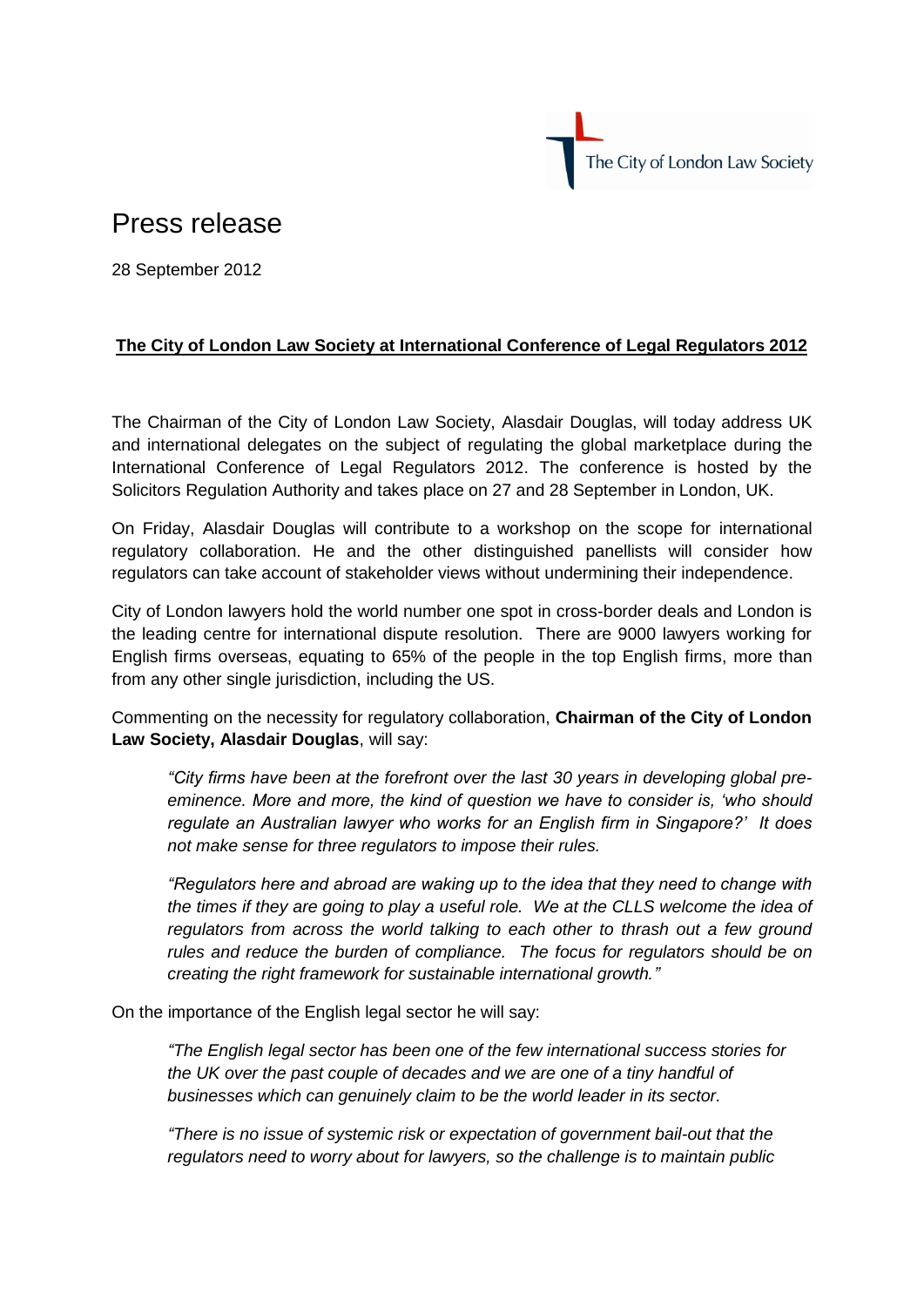The City of London Law Society

# Press release

28 September 2012

## The City of London Law Society at International Conference of Legal Regulators 2012

The Chairman of the City of London Law Society, Alasdair Douglas, will today address UK and international delegates on the subject of regulating the global marketplace during the International Conference of Legal Regulators 2012. The conference is hosted by the Solicitors Regulation Authority and takes place on 27 and 28 September in London, UK.

On Friday, Alasdair Douglas will contribute to a workshop on the scope for international regulatory collaboration. He and the other distinguished panellists will consider how regulators can take account of stakeholder views without undermining their independence.

City of London lawyers hold the world number one spot in cross-border deals and London is the leading centre for international dispute resolution. There are 9000 lawyers working for English firms overseas, equating to 65% of the people in the top English firms, more than from any other single jurisdiction, including the US.

Commenting on the necessity for regulatory collaboration, **Chairman of the City of London Law Society, Alasdair Douglas**, will say:

> *"City firms have been at the forefront over the last 30 years in developing global pre-eminence. More and more, the kind of question we have to consider is, 'who should regulate an Australian lawyer who works for an English firm in Singapore?' It does not make sense for three regulators to impose their rules.*
>
> *"Regulators here and abroad are waking up to the idea that they need to change with the times if they are going to play a useful role. We at the CLLS welcome the idea of regulators from across the world talking to each other to thrash out a few ground rules and reduce the burden of compliance. The focus for regulators should be on creating the right framework for sustainable international growth."*

On the importance of the English legal sector he will say:

> *"The English legal sector has been one of the few international success stories for the UK over the past couple of decades and we are one of a tiny handful of businesses which can genuinely claim to be the world leader in its sector.*
>
> *"There is no issue of systemic risk or expectation of government bail-out that the regulators need to worry about for lawyers, so the challenge is to maintain public*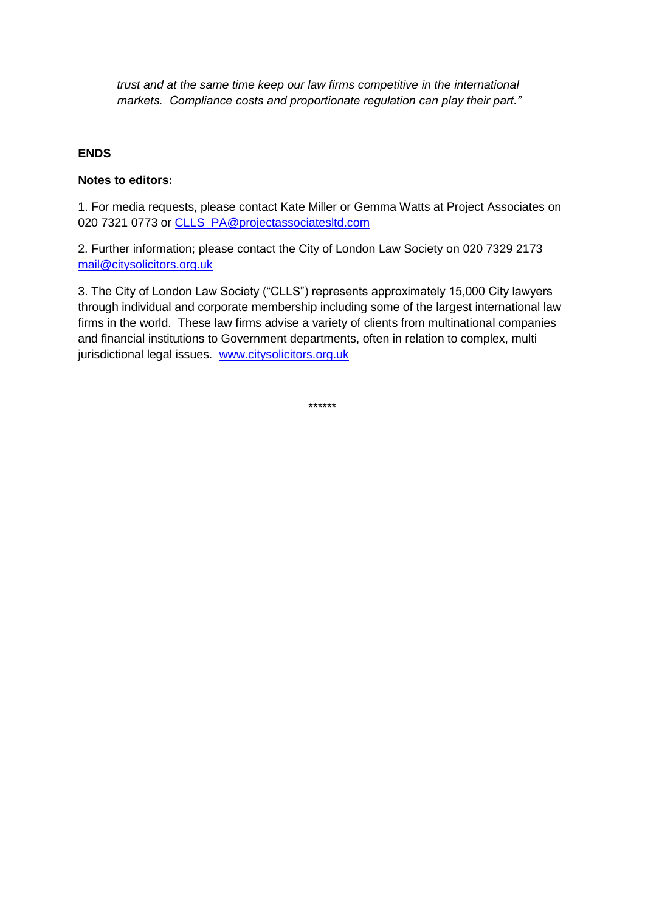*trust and at the same time keep our law firms competitive in the international markets. Compliance costs and proportionate regulation can play their part."*

**ENDS**

**Notes to editors:**

1. For media requests, please contact Kate Miller or Gemma Watts at Project Associates on 020 7321 0773 or CLLS_PA@projectassociatesltd.com

2. Further information; please contact the City of London Law Society on 020 7329 2173 mail@citysolicitors.org.uk

3. The City of London Law Society ("CLLS") represents approximately 15,000 City lawyers through individual and corporate membership including some of the largest international law firms in the world. These law firms advise a variety of clients from multinational companies and financial institutions to Government departments, often in relation to complex, multi jurisdictional legal issues. www.citysolicitors.org.uk

******